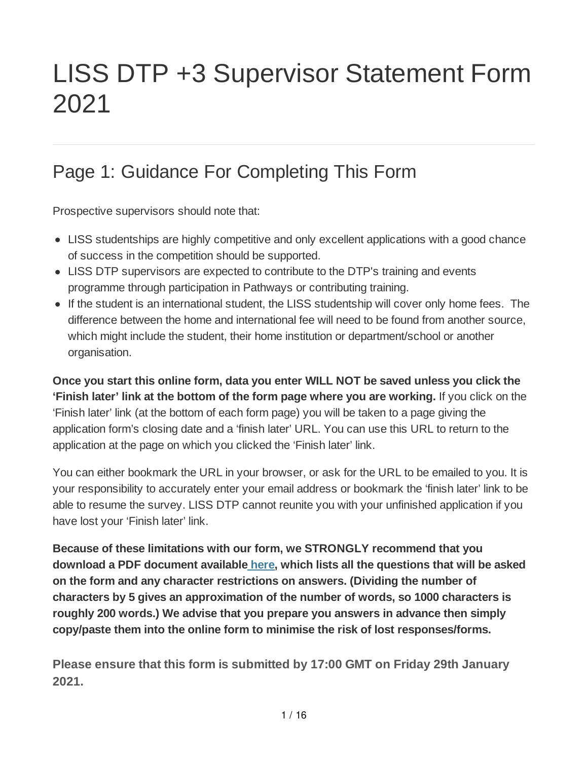# LISS DTP +3 Supervisor Statement Form 2021

## Page 1: Guidance For Completing This Form

Prospective supervisors should note that:

- LISS studentships are highly competitive and only excellent applications with a good chance of success in the competition should be supported.
- LISS DTP supervisors are expected to contribute to the DTP's training and events programme through participation in Pathways or contributing training.
- If the student is an international student, the LISS studentship will cover only home fees. The difference between the home and international fee will need to be found from another source, which might include the student, their home institution or department/school or another organisation.

**Once you start this online form, data you enter WILL NOT be saved unless you click the 'Finish later' link at the bottom of the form page where you are working.** If you click on the 'Finish later' link (at the bottom of each form page) you will be taken to a page giving the application form's closing date and a 'finish later' URL. You can use this URL to return to the application at the page on which you clicked the 'Finish later' link.

You can either bookmark the URL in your browser, or ask for the URL to be emailed to you. It is your responsibility to accurately enter your email address or bookmark the 'finish later' link to be able to resume the survey. LISS DTP cannot reunite you with your unfinished application if you have lost your 'Finish later' link.

**Because of these limitations with our form, we STRONGLY recommend that you download a PDF document available here, which lists all the questions that will be asked on the form and any character restrictions on answers. (Dividing the number of characters by 5 gives an approximation of the number of words, so 1000 characters is roughly 200 words.) We advise that you prepare you answers in advance then simply copy/paste them into the online form to minimise the risk of lost responses/forms.**

**Please ensure that this form is submitted by 17:00 GMT on Friday 29th January 2021.**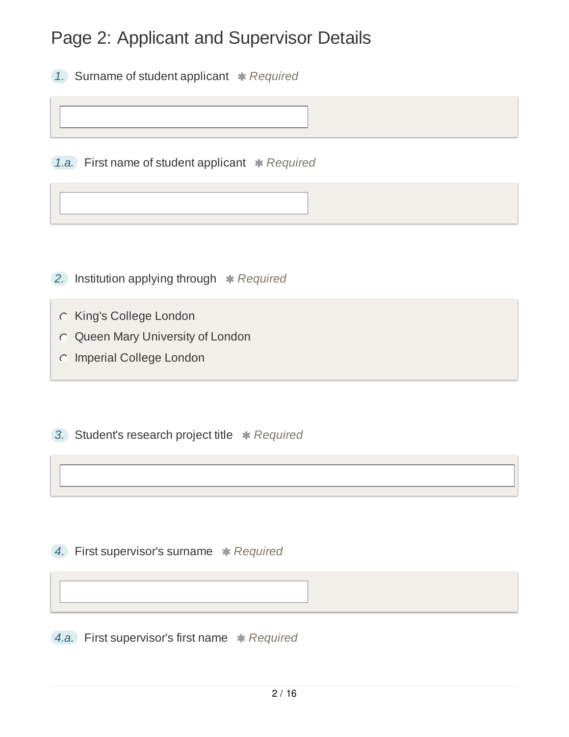# Page 2: Applicant and Supervisor Details

1. Surname of student applicant ✱ *Required*

1.a. First name of student applicant ✱ *Required*

2. Institution applying through ✱ *Required*

- King's College London
- Queen Mary University of London
- Imperial College London

3. Student's research project title ✱ *Required*

4. First supervisor's surname ✱ *Required*

4.a. First supervisor's first name ✱ *Required*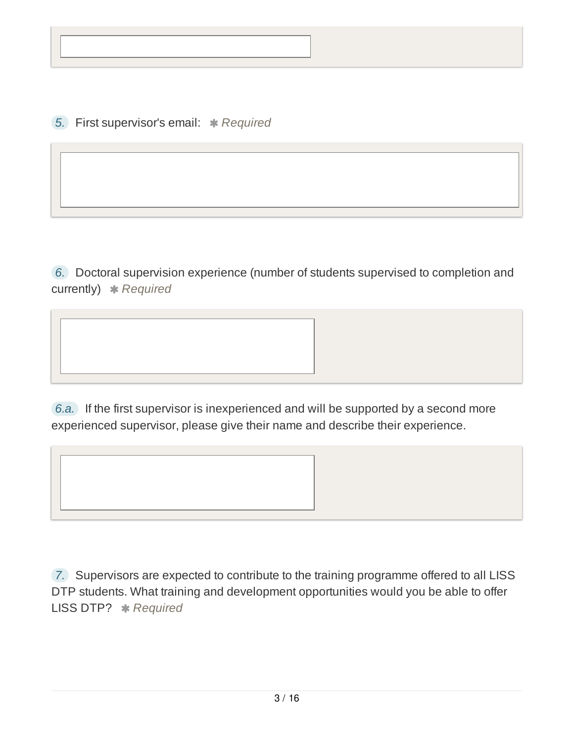5. First supervisor's email: ✱ *Required*

6. Doctoral supervision experience (number of students supervised to completion and currently) ✱ *Required*

6.a. If the first supervisor is inexperienced and will be supported by a second more experienced supervisor, please give their name and describe their experience.

7. Supervisors are expected to contribute to the training programme offered to all LISS DTP students. What training and development opportunities would you be able to offer LISS DTP? ✱ *Required*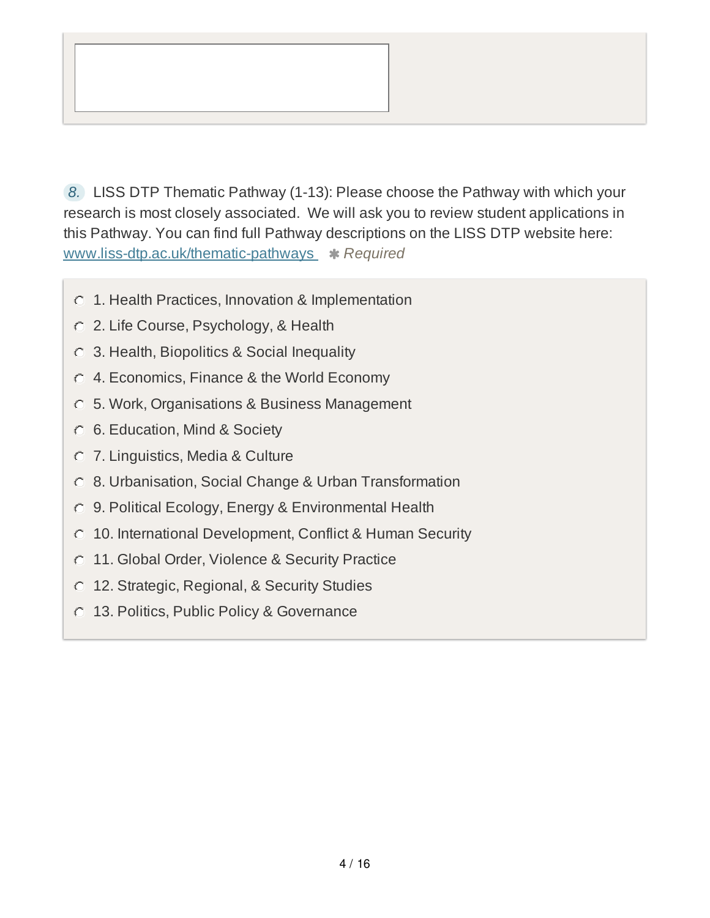8. LISS DTP Thematic Pathway (1-13): Please choose the Pathway with which your research is most closely associated. We will ask you to review student applications in this Pathway. You can find full Pathway descriptions on the LISS DTP website here: [www.liss-dtp.ac.uk/thematic-pathways](www.liss-dtp.ac.uk/thematic-pathways) ✱ *Required*

- 1. Health Practices, Innovation & Implementation
- 2. Life Course, Psychology, & Health
- 3. Health, Biopolitics & Social Inequality
- 4. Economics, Finance & the World Economy
- 5. Work, Organisations & Business Management
- 6. Education, Mind & Society
- 7. Linguistics, Media & Culture
- 8. Urbanisation, Social Change & Urban Transformation
- 9. Political Ecology, Energy & Environmental Health
- 10. International Development, Conflict & Human Security
- 11. Global Order, Violence & Security Practice
- 12. Strategic, Regional, & Security Studies
- 13. Politics, Public Policy & Governance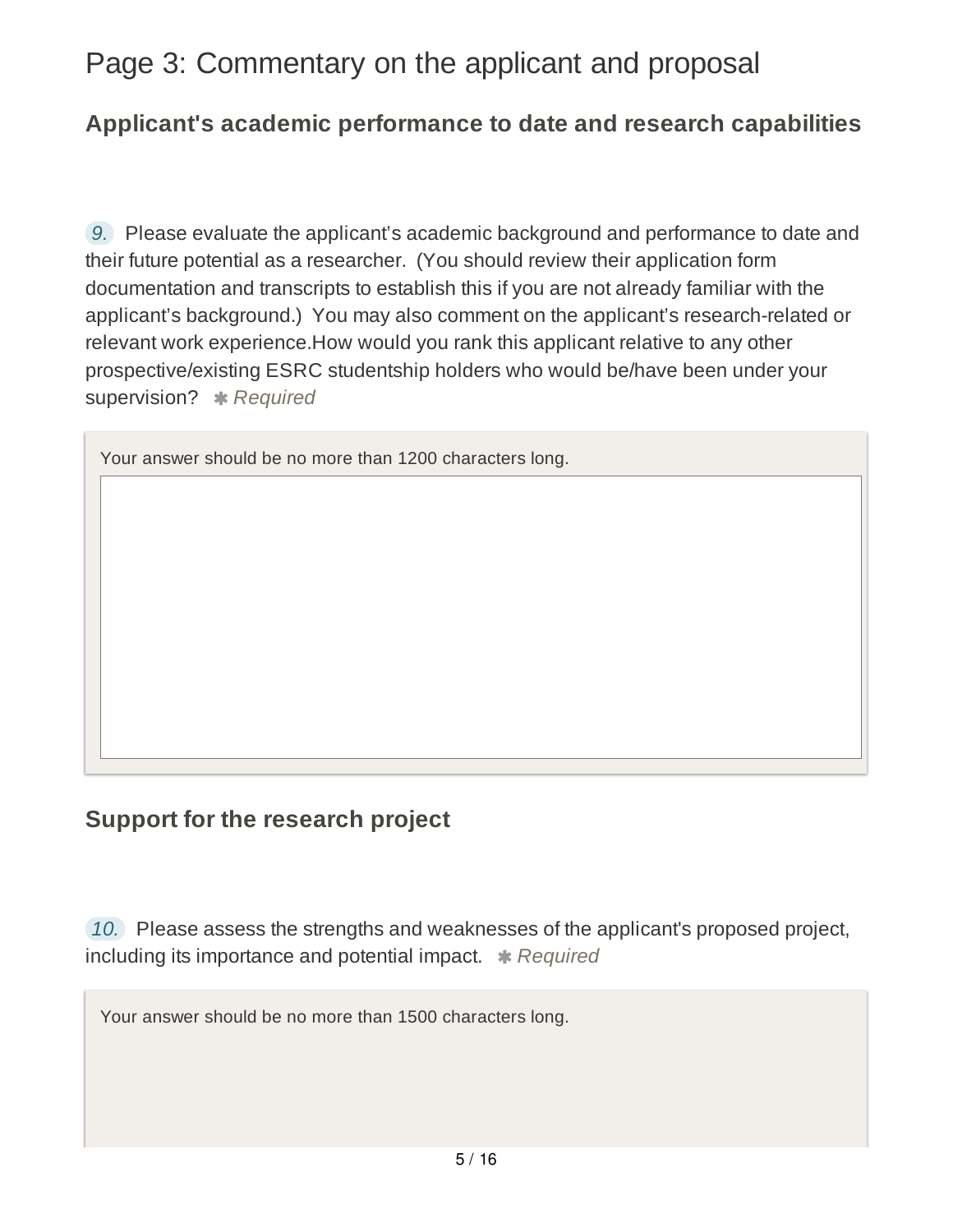# Page 3: Commentary on the applicant and proposal

## Applicant's academic performance to date and research capabilities

9. Please evaluate the applicant’s academic background and performance to date and their future potential as a researcher. (You should review their application form documentation and transcripts to establish this if you are not already familiar with the applicant’s background.) You may also comment on the applicant’s research-related or relevant work experience.How would you rank this applicant relative to any other prospective/existing ESRC studentship holders who would be/have been under your supervision? ✱ *Required*

Your answer should be no more than 1200 characters long.

## Support for the research project

10. Please assess the strengths and weaknesses of the applicant's proposed project, including its importance and potential impact. ✱ *Required*

Your answer should be no more than 1500 characters long.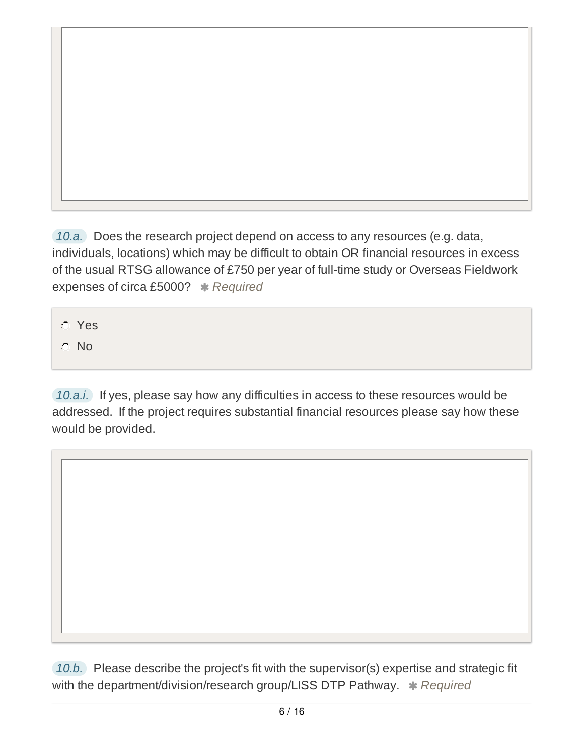*10.a.* Does the research project depend on access to any resources (e.g. data, individuals, locations) which may be difficult to obtain OR financial resources in excess of the usual RTSG allowance of £750 per year of full-time study or Overseas Fieldwork expenses of circa £5000? *✱ Required*

- ○ Yes
- ○ No

*10.a.i.* If yes, please say how any difficulties in access to these resources would be addressed. If the project requires substantial financial resources please say how these would be provided.

*10.b.* Please describe the project's fit with the supervisor(s) expertise and strategic fit with the department/division/research group/LISS DTP Pathway. *✱ Required*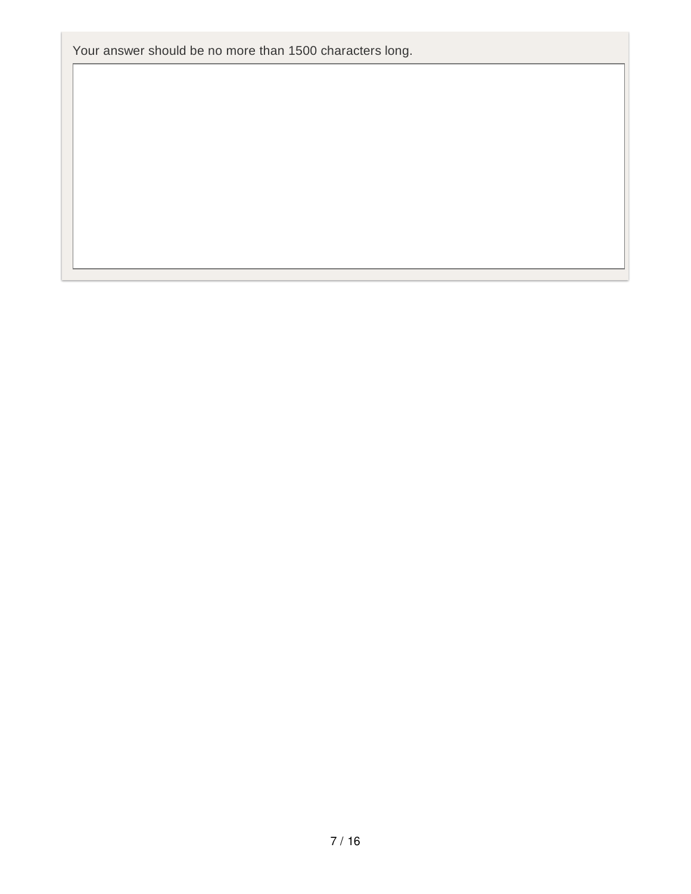Your answer should be no more than 1500 characters long.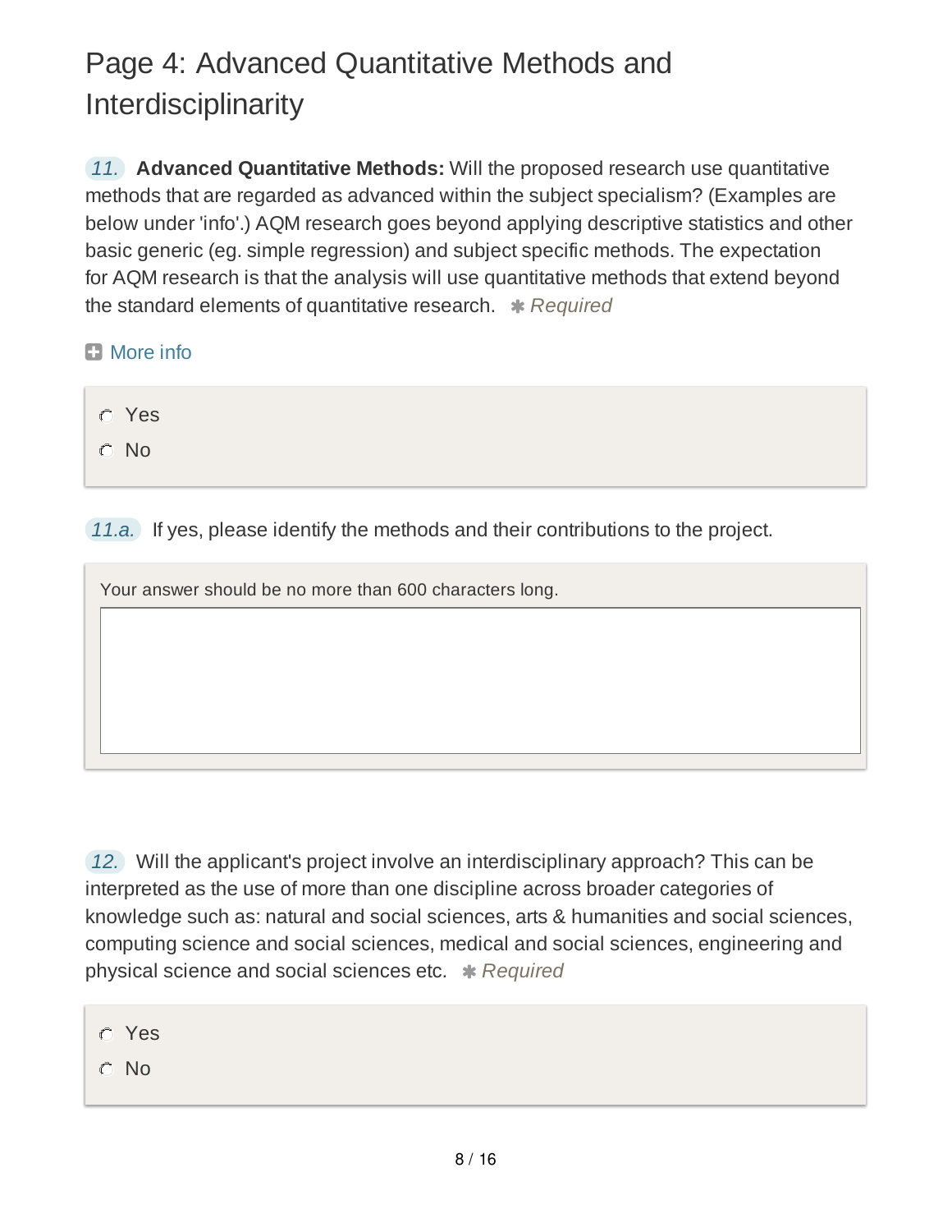# Page 4: Advanced Quantitative Methods and Interdisciplinarity

*11.* **Advanced Quantitative Methods:** Will the proposed research use quantitative methods that are regarded as advanced within the subject specialism? (Examples are below under 'info'.) AQM research goes beyond applying descriptive statistics and other basic generic (eg. simple regression) and subject specific methods. The expectation for AQM research is that the analysis will use quantitative methods that extend beyond the standard elements of quantitative research. ✱ *Required*

More info

- Yes
- No

*11.a.* If yes, please identify the methods and their contributions to the project.

Your answer should be no more than 600 characters long.

*12.* Will the applicant's project involve an interdisciplinary approach? This can be interpreted as the use of more than one discipline across broader categories of knowledge such as: natural and social sciences, arts & humanities and social sciences, computing science and social sciences, medical and social sciences, engineering and physical science and social sciences etc. ✱ *Required*

- Yes
- No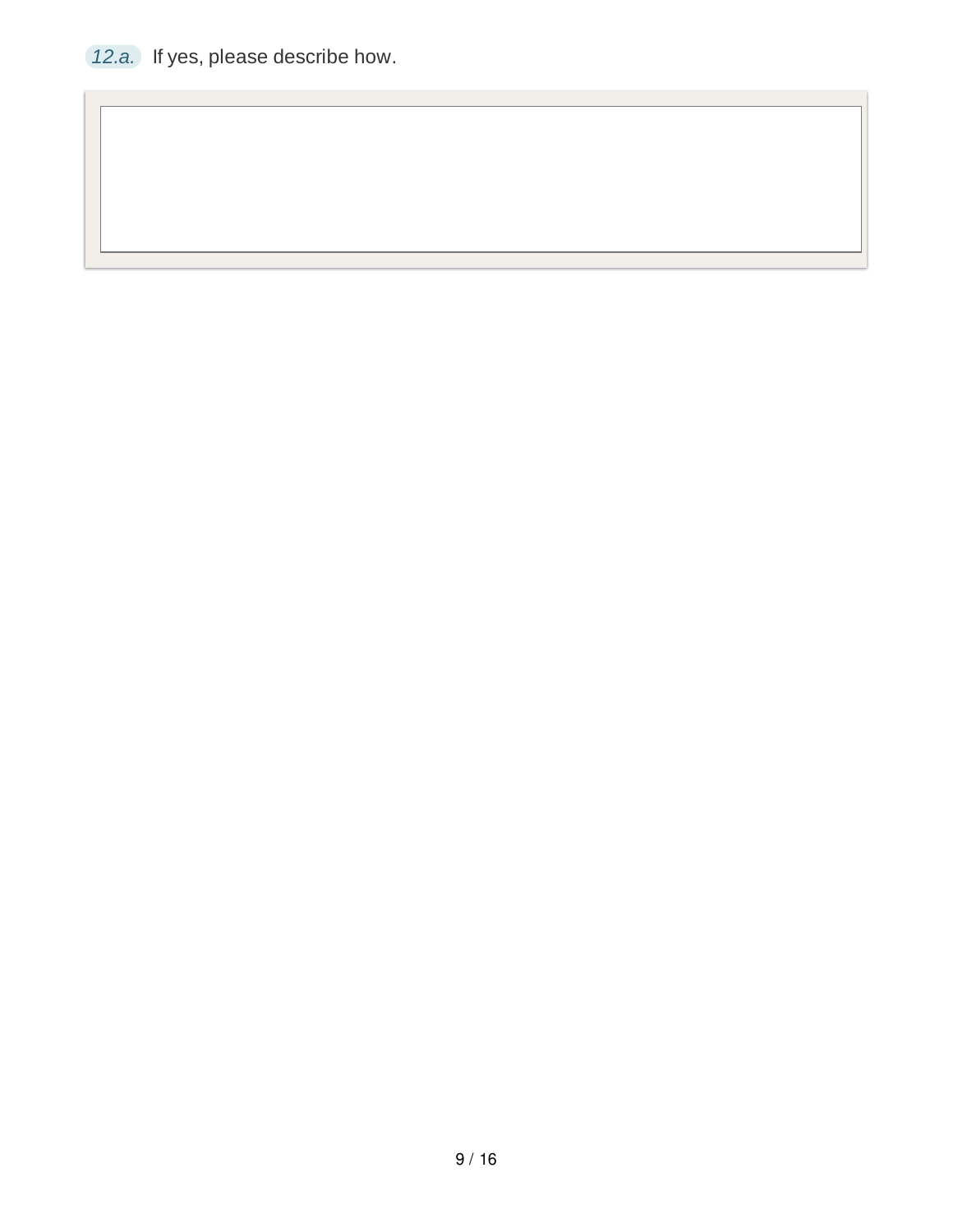*12.a.* If yes, please describe how.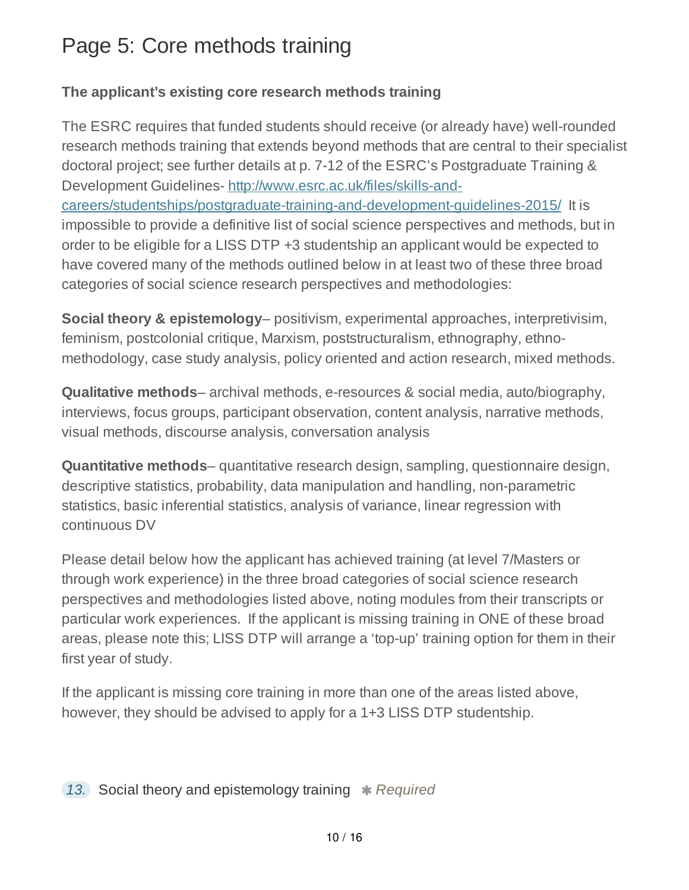# Page 5: Core methods training

**The applicant's existing core research methods training**

The ESRC requires that funded students should receive (or already have) well-rounded research methods training that extends beyond methods that are central to their specialist doctoral project; see further details at p. 7-12 of the ESRC's Postgraduate Training & Development Guidelines- [http://www.esrc.ac.uk/files/skills-and-careers/studentships/postgraduate-training-and-development-guidelines-2015/](http://www.esrc.ac.uk/files/skills-and-careers/studentships/postgraduate-training-and-development-guidelines-2015/) It is impossible to provide a definitive list of social science perspectives and methods, but in order to be eligible for a LISS DTP +3 studentship an applicant would be expected to have covered many of the methods outlined below in at least two of these three broad categories of social science research perspectives and methodologies:

**Social theory & epistemology**– positivism, experimental approaches, interpretivisim, feminism, postcolonial critique, Marxism, poststructuralism, ethnography, ethno-methodology, case study analysis, policy oriented and action research, mixed methods.

**Qualitative methods**– archival methods, e-resources & social media, auto/biography, interviews, focus groups, participant observation, content analysis, narrative methods, visual methods, discourse analysis, conversation analysis

**Quantitative methods**– quantitative research design, sampling, questionnaire design, descriptive statistics, probability, data manipulation and handling, non-parametric statistics, basic inferential statistics, analysis of variance, linear regression with continuous DV

Please detail below how the applicant has achieved training (at level 7/Masters or through work experience) in the three broad categories of social science research perspectives and methodologies listed above, noting modules from their transcripts or particular work experiences. If the applicant is missing training in ONE of these broad areas, please note this; LISS DTP will arrange a 'top-up' training option for them in their first year of study.

If the applicant is missing core training in more than one of the areas listed above, however, they should be advised to apply for a 1+3 LISS DTP studentship.

*13.* Social theory and epistemology training ✱ *Required*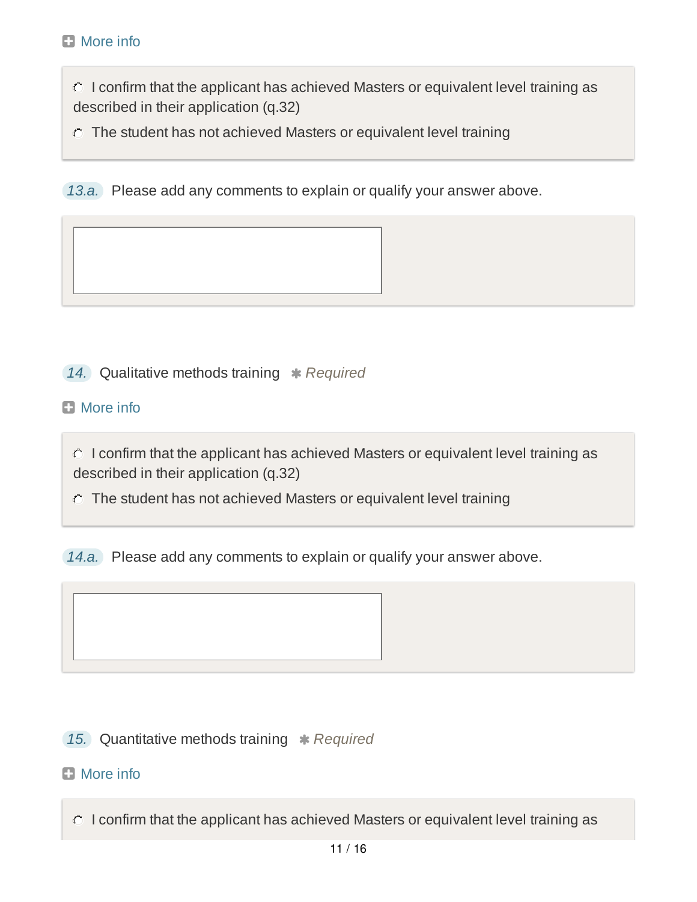More info

- ○ I confirm that the applicant has achieved Masters or equivalent level training as described in their application (q.32)
- ○ The student has not achieved Masters or equivalent level training

13.a. Please add any comments to explain or qualify your answer above.

14. Qualitative methods training * *Required*

More info

- ○ I confirm that the applicant has achieved Masters or equivalent level training as described in their application (q.32)
- ○ The student has not achieved Masters or equivalent level training

14.a. Please add any comments to explain or qualify your answer above.

15. Quantitative methods training * *Required*

More info

- ○ I confirm that the applicant has achieved Masters or equivalent level training as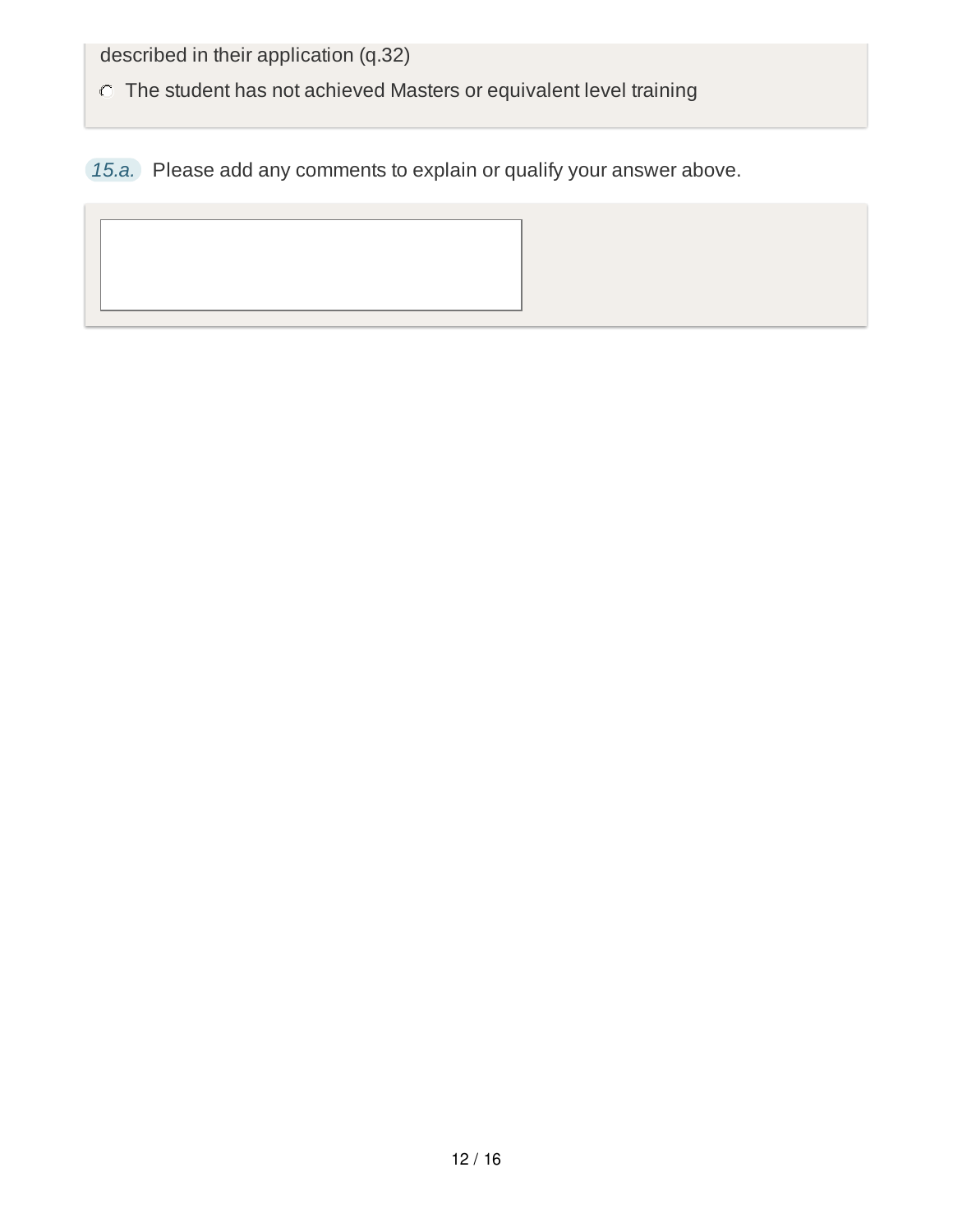described in their application (q.32)

- The student has not achieved Masters or equivalent level training

15.a. Please add any comments to explain or qualify your answer above.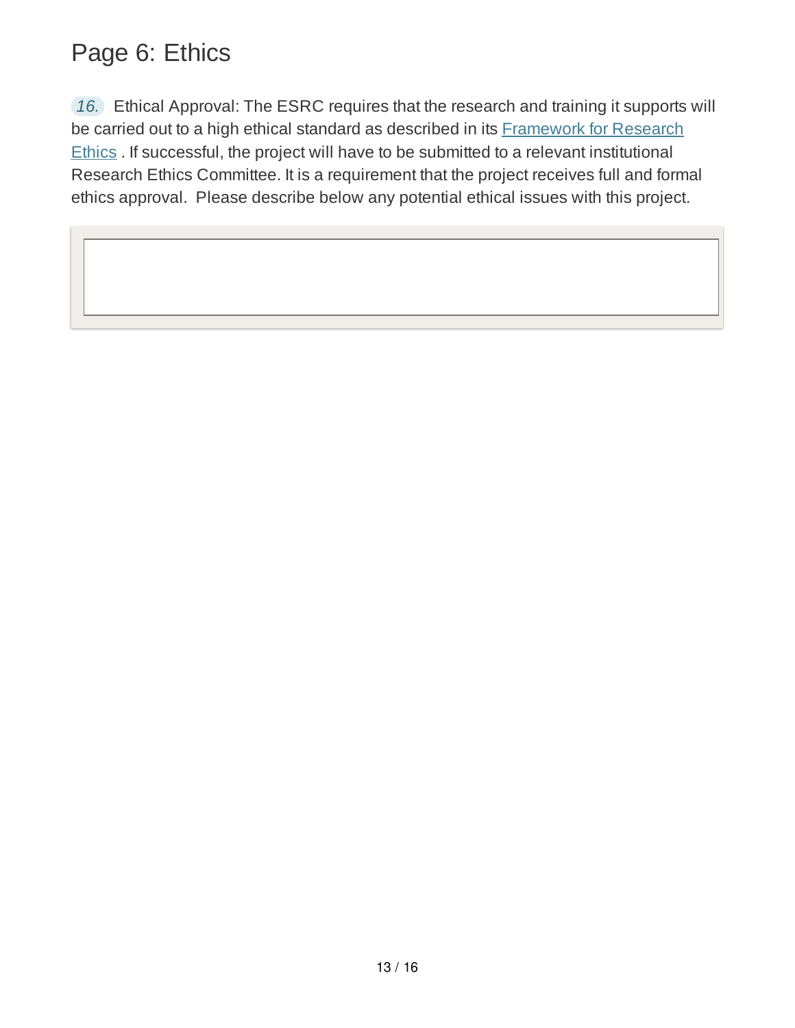# Page 6: Ethics

*16.* Ethical Approval: The ESRC requires that the research and training it supports will be carried out to a high ethical standard as described in its Framework for Research Ethics . If successful, the project will have to be submitted to a relevant institutional Research Ethics Committee. It is a requirement that the project receives full and formal ethics approval. Please describe below any potential ethical issues with this project.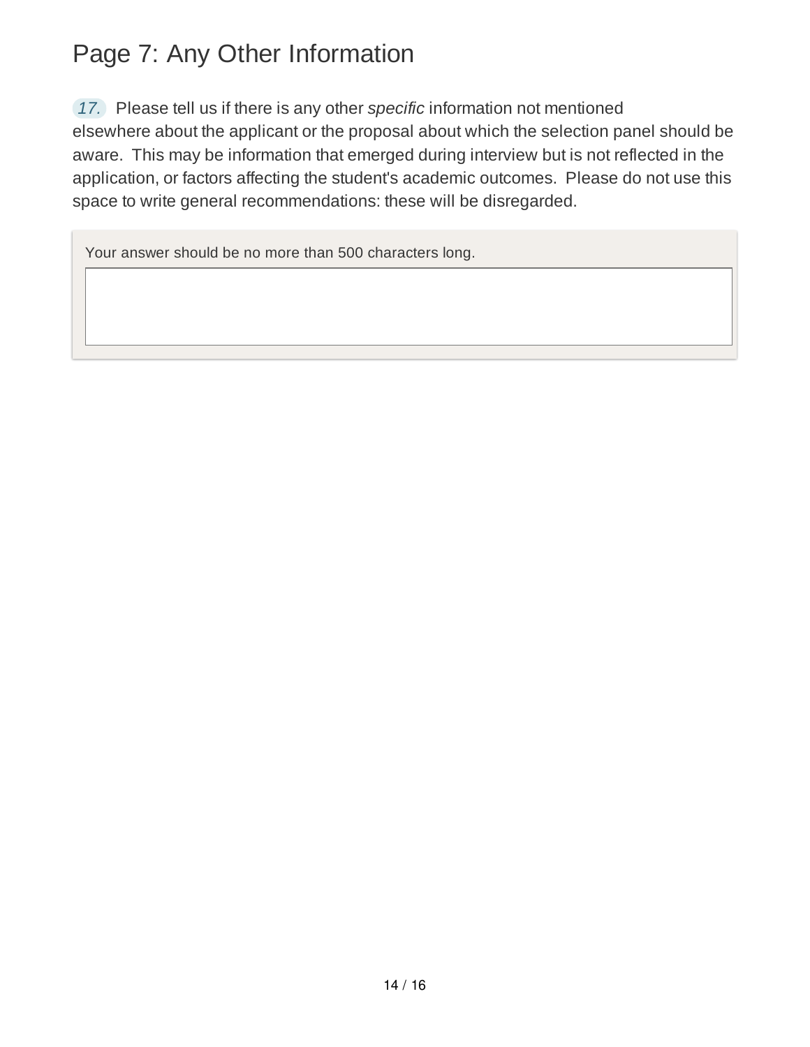# Page 7: Any Other Information

17. Please tell us if there is any other *specific* information not mentioned elsewhere about the applicant or the proposal about which the selection panel should be aware. This may be information that emerged during interview but is not reflected in the application, or factors affecting the student's academic outcomes. Please do not use this space to write general recommendations: these will be disregarded.

Your answer should be no more than 500 characters long.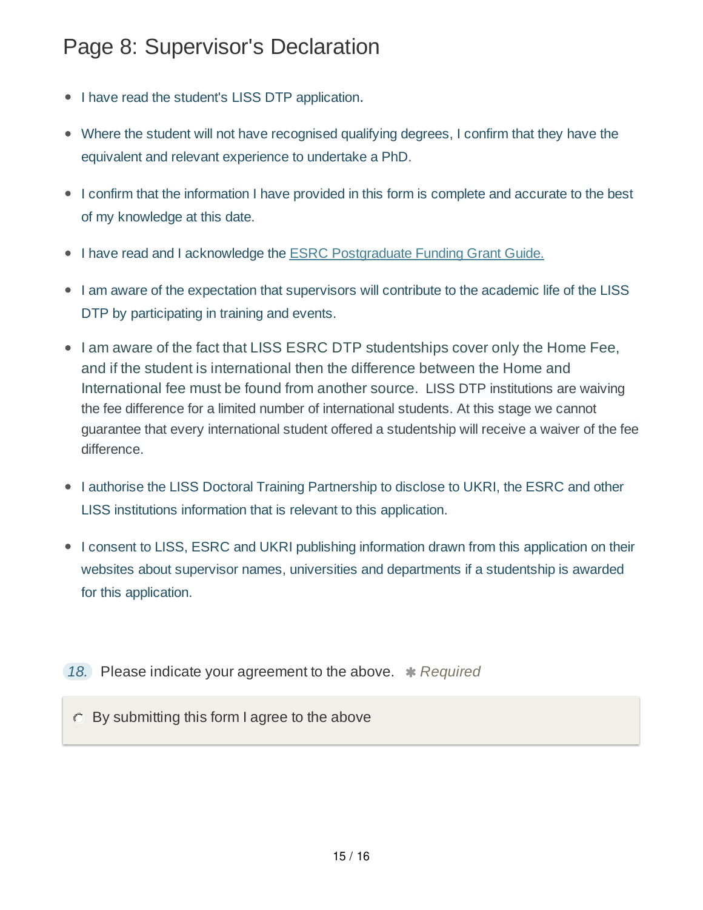## Page 8: Supervisor's Declaration

- I have read the student's LISS DTP application.
- Where the student will not have recognised qualifying degrees, I confirm that they have the equivalent and relevant experience to undertake a PhD.
- I confirm that the information I have provided in this form is complete and accurate to the best of my knowledge at this date.
- I have read and I acknowledge the ESRC Postgraduate Funding Grant Guide.
- I am aware of the expectation that supervisors will contribute to the academic life of the LISS DTP by participating in training and events.
- I am aware of the fact that LISS ESRC DTP studentships cover only the Home Fee, and if the student is international then the difference between the Home and International fee must be found from another source. LISS DTP institutions are waiving the fee difference for a limited number of international students. At this stage we cannot guarantee that every international student offered a studentship will receive a waiver of the fee difference.
- I authorise the LISS Doctoral Training Partnership to disclose to UKRI, the ESRC and other LISS institutions information that is relevant to this application.
- I consent to LISS, ESRC and UKRI publishing information drawn from this application on their websites about supervisor names, universities and departments if a studentship is awarded for this application.

*18.* Please indicate your agreement to the above. *✱ Required*

- [ ] By submitting this form I agree to the above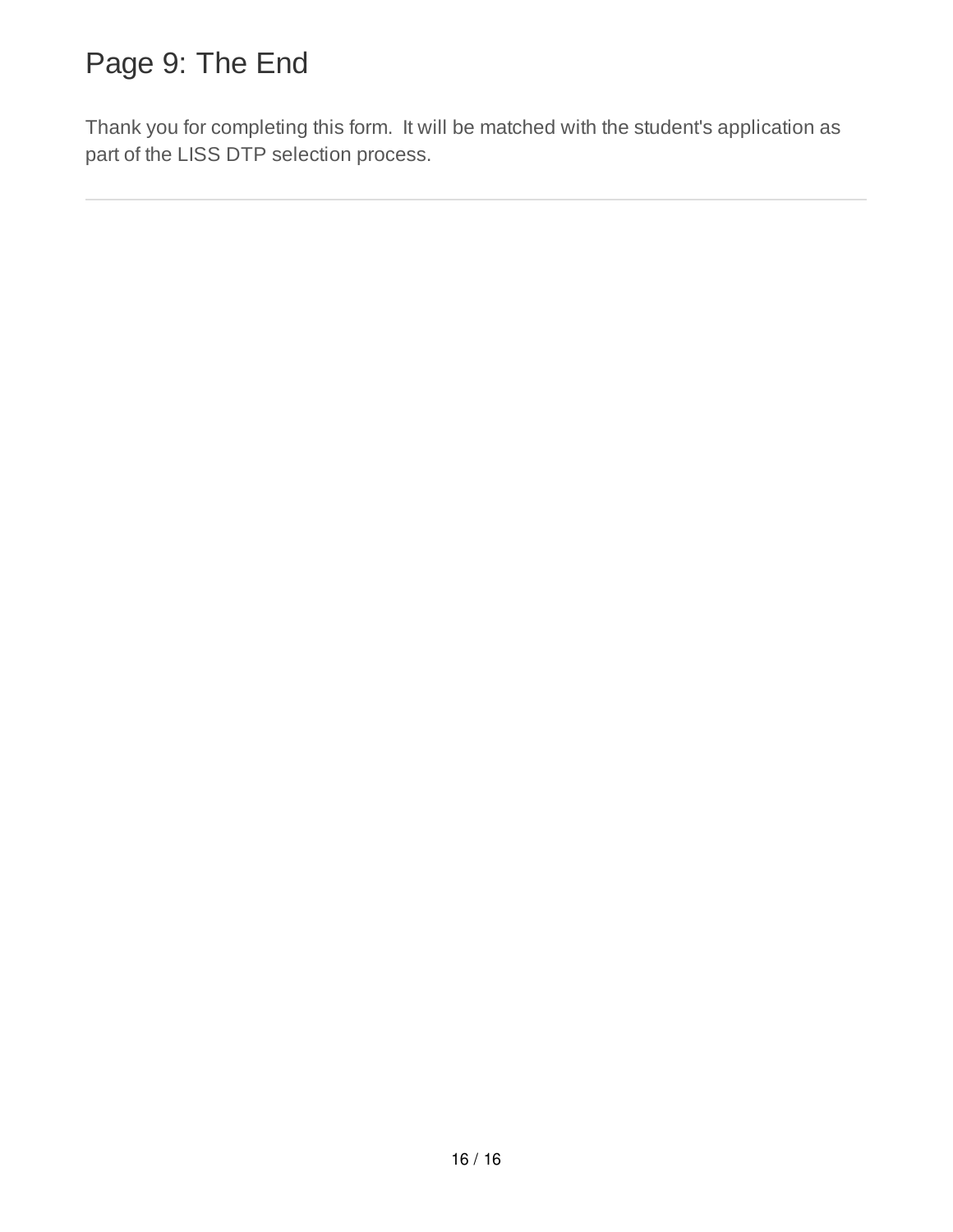# Page 9: The End

Thank you for completing this form. It will be matched with the student's application as part of the LISS DTP selection process.

---